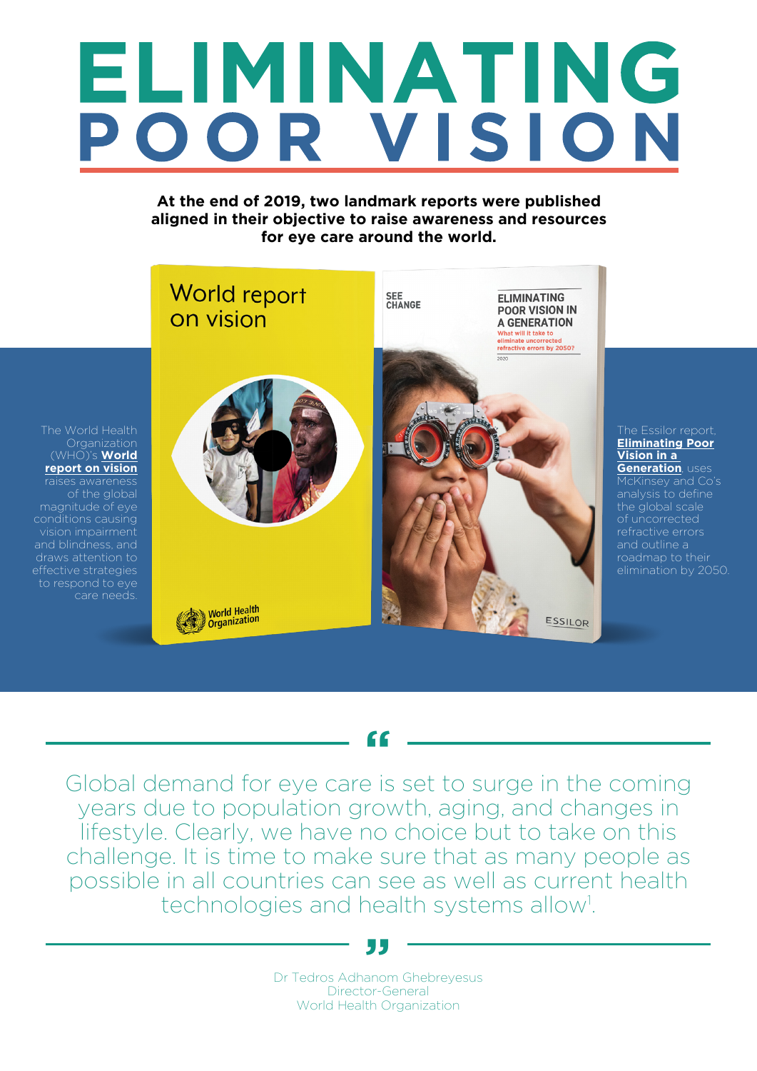# ELIMINATING POOR VISION

**At the end of 2019, two landmark reports were published aligned in their objective to raise awareness and resources for eye care around the world.**

The World Health Organization (WHO)'s **World report on vision** raises awareness of the global magnitude of eye conditions causing vision impairment and blindness, and draws attention to effective strategies to respond to eye care needs.

The Essilor report, **Eliminating Poor Vision in a Generation**, uses McKinsey and Co's analysis to define the global scale of uncorrected refractive errors and outline a roadmap to their elimination by 2050.

> Global demand for eye care is set to surge in the coming years due to population growth, aging, and changes in lifestyle. Clearly, we have no choice but to take on this challenge. It is time to make sure that as many people as possible in all countries can see as well as current health technologies and health systems allow[1].

Dr Tedros Adhanom Ghebreyesus
Director-General
World Health Organization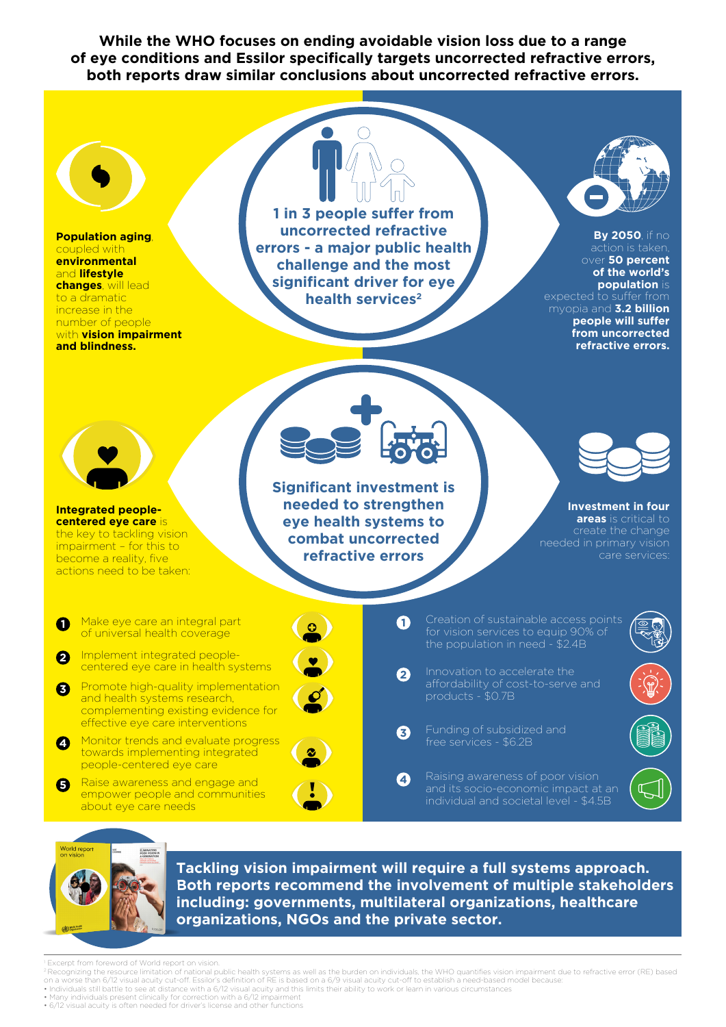**While the WHO focuses on ending avoidable vision loss due to a range of eye conditions and Essilor specifically targets uncorrected refractive errors, both reports draw similar conclusions about uncorrected refractive errors.**

**Population aging**, coupled with **environmental** and **lifestyle changes**, will lead to a dramatic increase in the number of people with **vision impairment and blindness.**

**1 in 3 people suffer from uncorrected refractive errors - a major public health challenge and the most significant driver for eye health services[2]**

**By 2050**, if no action is taken, over **50 percent of the world's population** is expected to suffer from myopia and **3.2 billion people will suffer from uncorrected refractive errors.**

**Integrated people-centered eye care** is the key to tackling vision impairment – for this to become a reality, five actions need to be taken:

**Significant investment is needed to strengthen eye health systems to combat uncorrected refractive errors**

**Investment in four areas** is critical to create the change needed in primary vision care services:

1. Make eye care an integral part of universal health coverage
2. Implement integrated people-centered eye care in health systems
3. Promote high-quality implementation and health systems research, complementing existing evidence for effective eye care interventions
4. Monitor trends and evaluate progress towards implementing integrated people-centered eye care
5. Raise awareness and engage and empower people and communities about eye care needs

1. Creation of sustainable access points for vision services to equip 90% of the population in need - $2.4B
2. Innovation to accelerate the affordability of cost-to-serve and products - $0.7B
3. Funding of subsidized and free services - $6.2B
4. Raising awareness of poor vision and its socio-economic impact at an individual and societal level - $4.5B

**Tackling vision impairment will require a full systems approach. Both reports recommend the involvement of multiple stakeholders including: governments, multilateral organizations, healthcare organizations, NGOs and the private sector.**

[1] Excerpt from foreword of World report on vision.
[2] Recognizing the resource limitation of national public health systems as well as the burden on individuals, the WHO quantifies vision impairment due to refractive error (RE) based on a worse than 6/12 visual acuity cut-off. Essilor's definition of RE is based on a 6/9 visual acuity cut-off to establish a need-based model because:
- Individuals still battle to see at distance with a 6/12 visual acuity and this limits their ability to work or learn in various circumstances
- Many individuals present clinically for correction with a 6/12 impairment
- 6/12 visual acuity is often needed for driver's license and other functions